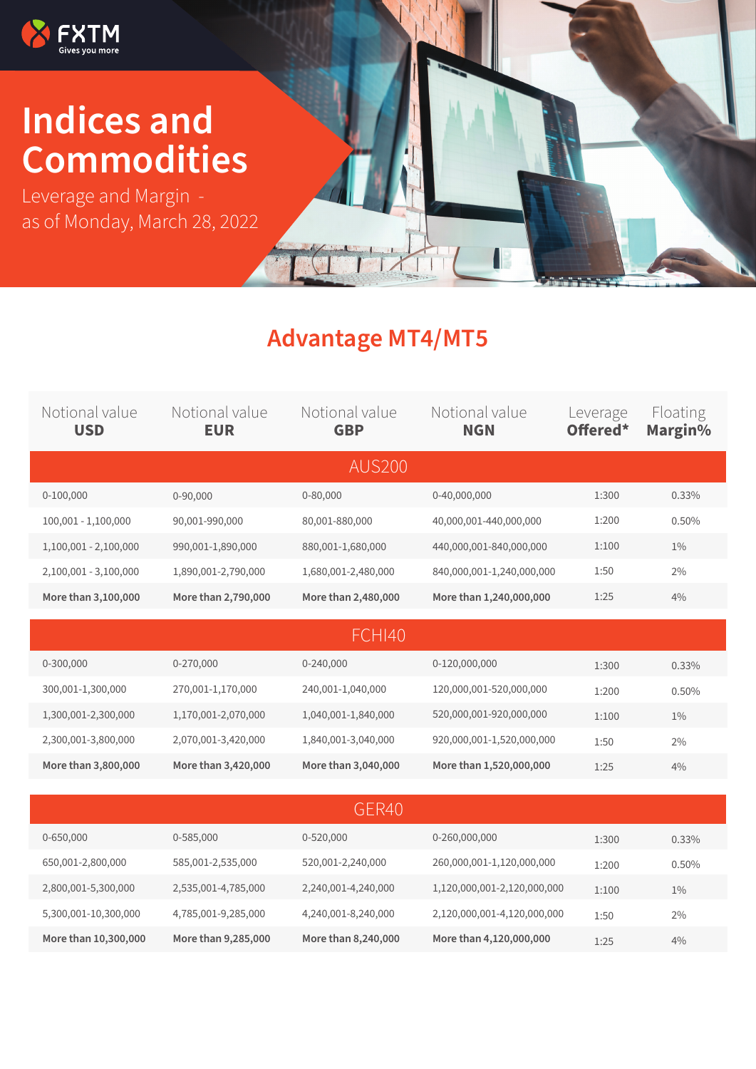FXTM
Gives you more

# Indices and Commodities

Leverage and Margin - as of Monday, March 28, 2022

## Advantage MT4/MT5

| Notional value **USD** | Notional value **EUR** | Notional value **GBP** | Notional value **NGN** | Leverage **Offered*** | Floating **Margin%** |
|---|---|---|---|---|---|
| AUS200 | | | | | |
| 0-100,000 | 0-90,000 | 0-80,000 | 0-40,000,000 | 1:300 | 0.33% |
| 100,001 - 1,100,000 | 90,001-990,000 | 80,001-880,000 | 40,000,001-440,000,000 | 1:200 | 0.50% |
| 1,100,001 - 2,100,000 | 990,001-1,890,000 | 880,001-1,680,000 | 440,000,001-840,000,000 | 1:100 | 1% |
| 2,100,001 - 3,100,000 | 1,890,001-2,790,000 | 1,680,001-2,480,000 | 840,000,001-1,240,000,000 | 1:50 | 2% |
| **More than 3,100,000** | **More than 2,790,000** | **More than 2,480,000** | **More than 1,240,000,000** | 1:25 | 4% |
| FCHI40 | | | | | |
| 0-300,000 | 0-270,000 | 0-240,000 | 0-120,000,000 | 1:300 | 0.33% |
| 300,001-1,300,000 | 270,001-1,170,000 | 240,001-1,040,000 | 120,000,001-520,000,000 | 1:200 | 0.50% |
| 1,300,001-2,300,000 | 1,170,001-2,070,000 | 1,040,001-1,840,000 | 520,000,001-920,000,000 | 1:100 | 1% |
| 2,300,001-3,800,000 | 2,070,001-3,420,000 | 1,840,001-3,040,000 | 920,000,001-1,520,000,000 | 1:50 | 2% |
| **More than 3,800,000** | **More than 3,420,000** | **More than 3,040,000** | **More than 1,520,000,000** | 1:25 | 4% |
| GER40 | | | | | |
| 0-650,000 | 0-585,000 | 0-520,000 | 0-260,000,000 | 1:300 | 0.33% |
| 650,001-2,800,000 | 585,001-2,535,000 | 520,001-2,240,000 | 260,000,001-1,120,000,000 | 1:200 | 0.50% |
| 2,800,001-5,300,000 | 2,535,001-4,785,000 | 2,240,001-4,240,000 | 1,120,000,001-2,120,000,000 | 1:100 | 1% |
| 5,300,001-10,300,000 | 4,785,001-9,285,000 | 4,240,001-8,240,000 | 2,120,000,001-4,120,000,000 | 1:50 | 2% |
| **More than 10,300,000** | **More than 9,285,000** | **More than 8,240,000** | **More than 4,120,000,000** | 1:25 | 4% |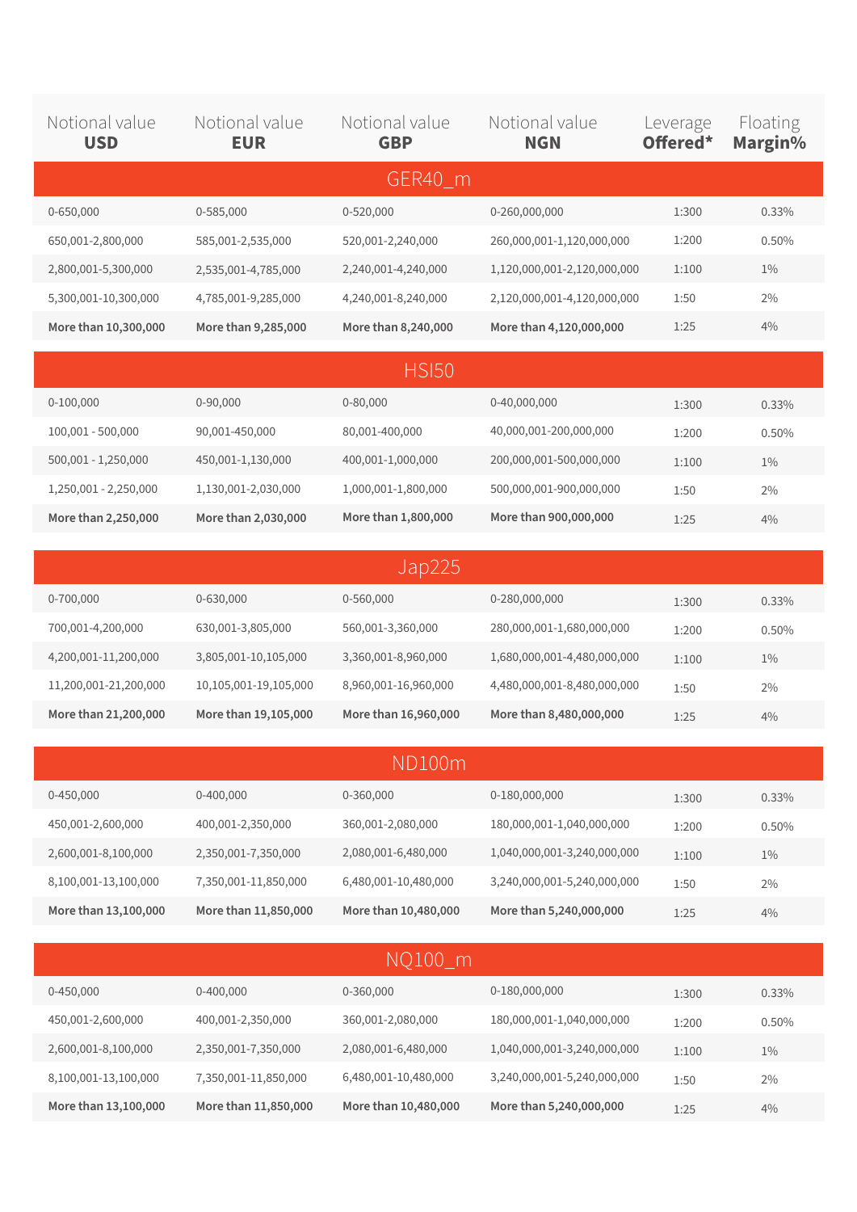| Notional value **USD** | Notional value **EUR** | Notional value **GBP** | Notional value **NGN** | Leverage **Offered*** | Floating **Margin%** |
|---|---|---|---|---|---|
| **GER40_m** | | | | | |
| 0-650,000 | 0-585,000 | 0-520,000 | 0-260,000,000 | 1:300 | 0.33% |
| 650,001-2,800,000 | 585,001-2,535,000 | 520,001-2,240,000 | 260,000,001-1,120,000,000 | 1:200 | 0.50% |
| 2,800,001-5,300,000 | 2,535,001-4,785,000 | 2,240,001-4,240,000 | 1,120,000,001-2,120,000,000 | 1:100 | 1% |
| 5,300,001-10,300,000 | 4,785,001-9,285,000 | 4,240,001-8,240,000 | 2,120,000,001-4,120,000,000 | 1:50 | 2% |
| **More than 10,300,000** | **More than 9,285,000** | **More than 8,240,000** | **More than 4,120,000,000** | 1:25 | 4% |
| **HSI50** | | | | | |
| 0-100,000 | 0-90,000 | 0-80,000 | 0-40,000,000 | 1:300 | 0.33% |
| 100,001 - 500,000 | 90,001-450,000 | 80,001-400,000 | 40,000,001-200,000,000 | 1:200 | 0.50% |
| 500,001 - 1,250,000 | 450,001-1,130,000 | 400,001-1,000,000 | 200,000,001-500,000,000 | 1:100 | 1% |
| 1,250,001 - 2,250,000 | 1,130,001-2,030,000 | 1,000,001-1,800,000 | 500,000,001-900,000,000 | 1:50 | 2% |
| **More than 2,250,000** | **More than 2,030,000** | **More than 1,800,000** | **More than 900,000,000** | 1:25 | 4% |
| **Jap225** | | | | | |
| 0-700,000 | 0-630,000 | 0-560,000 | 0-280,000,000 | 1:300 | 0.33% |
| 700,001-4,200,000 | 630,001-3,805,000 | 560,001-3,360,000 | 280,000,001-1,680,000,000 | 1:200 | 0.50% |
| 4,200,001-11,200,000 | 3,805,001-10,105,000 | 3,360,001-8,960,000 | 1,680,000,001-4,480,000,000 | 1:100 | 1% |
| 11,200,001-21,200,000 | 10,105,001-19,105,000 | 8,960,001-16,960,000 | 4,480,000,001-8,480,000,000 | 1:50 | 2% |
| **More than 21,200,000** | **More than 19,105,000** | **More than 16,960,000** | **More than 8,480,000,000** | 1:25 | 4% |
| **ND100m** | | | | | |
| 0-450,000 | 0-400,000 | 0-360,000 | 0-180,000,000 | 1:300 | 0.33% |
| 450,001-2,600,000 | 400,001-2,350,000 | 360,001-2,080,000 | 180,000,001-1,040,000,000 | 1:200 | 0.50% |
| 2,600,001-8,100,000 | 2,350,001-7,350,000 | 2,080,001-6,480,000 | 1,040,000,001-3,240,000,000 | 1:100 | 1% |
| 8,100,001-13,100,000 | 7,350,001-11,850,000 | 6,480,001-10,480,000 | 3,240,000,001-5,240,000,000 | 1:50 | 2% |
| **More than 13,100,000** | **More than 11,850,000** | **More than 10,480,000** | **More than 5,240,000,000** | 1:25 | 4% |
| **NQ100_m** | | | | | |
| 0-450,000 | 0-400,000 | 0-360,000 | 0-180,000,000 | 1:300 | 0.33% |
| 450,001-2,600,000 | 400,001-2,350,000 | 360,001-2,080,000 | 180,000,001-1,040,000,000 | 1:200 | 0.50% |
| 2,600,001-8,100,000 | 2,350,001-7,350,000 | 2,080,001-6,480,000 | 1,040,000,001-3,240,000,000 | 1:100 | 1% |
| 8,100,001-13,100,000 | 7,350,001-11,850,000 | 6,480,001-10,480,000 | 3,240,000,001-5,240,000,000 | 1:50 | 2% |
| **More than 13,100,000** | **More than 11,850,000** | **More than 10,480,000** | **More than 5,240,000,000** | 1:25 | 4% |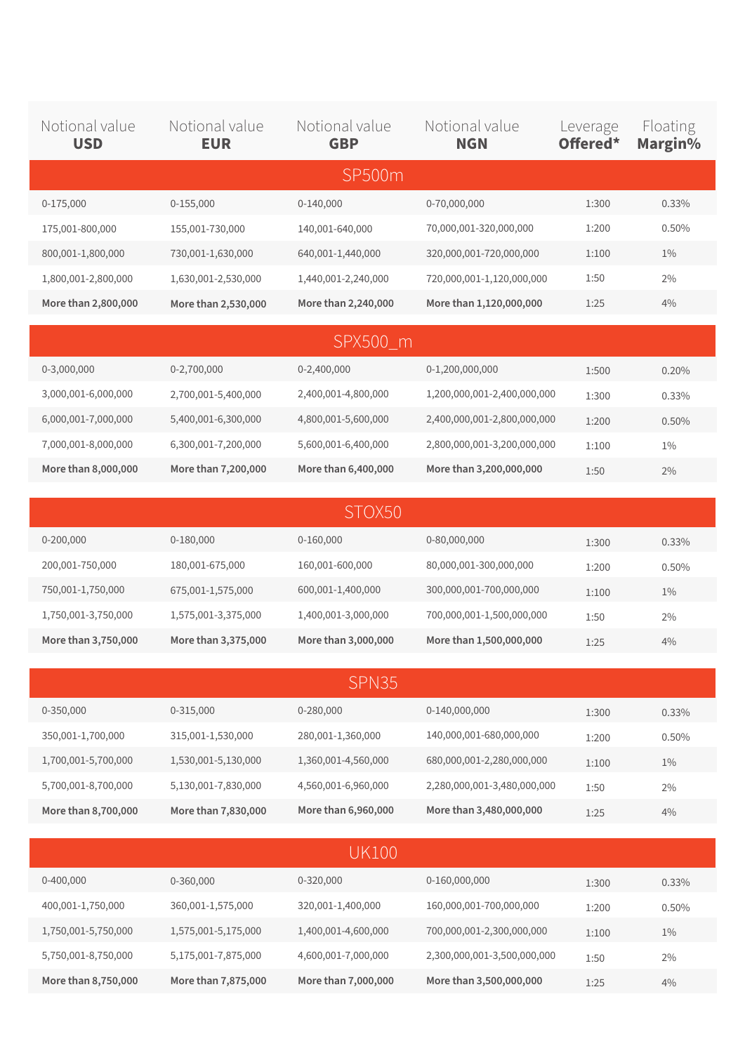| Notional value **USD** | Notional value **EUR** | Notional value **GBP** | Notional value **NGN** | Leverage **Offered*** | Floating **Margin%** |
|---|---|---|---|---|---|
| SP500m | | | | | |
| 0-175,000 | 0-155,000 | 0-140,000 | 0-70,000,000 | 1:300 | 0.33% |
| 175,001-800,000 | 155,001-730,000 | 140,001-640,000 | 70,000,001-320,000,000 | 1:200 | 0.50% |
| 800,001-1,800,000 | 730,001-1,630,000 | 640,001-1,440,000 | 320,000,001-720,000,000 | 1:100 | 1% |
| 1,800,001-2,800,000 | 1,630,001-2,530,000 | 1,440,001-2,240,000 | 720,000,001-1,120,000,000 | 1:50 | 2% |
| **More than 2,800,000** | **More than 2,530,000** | **More than 2,240,000** | **More than 1,120,000,000** | 1:25 | 4% |
| SPX500_m | | | | | |
| 0-3,000,000 | 0-2,700,000 | 0-2,400,000 | 0-1,200,000,000 | 1:500 | 0.20% |
| 3,000,001-6,000,000 | 2,700,001-5,400,000 | 2,400,001-4,800,000 | 1,200,000,001-2,400,000,000 | 1:300 | 0.33% |
| 6,000,001-7,000,000 | 5,400,001-6,300,000 | 4,800,001-5,600,000 | 2,400,000,001-2,800,000,000 | 1:200 | 0.50% |
| 7,000,001-8,000,000 | 6,300,001-7,200,000 | 5,600,001-6,400,000 | 2,800,000,001-3,200,000,000 | 1:100 | 1% |
| **More than 8,000,000** | **More than 7,200,000** | **More than 6,400,000** | **More than 3,200,000,000** | 1:50 | 2% |
| STOX50 | | | | | |
| 0-200,000 | 0-180,000 | 0-160,000 | 0-80,000,000 | 1:300 | 0.33% |
| 200,001-750,000 | 180,001-675,000 | 160,001-600,000 | 80,000,001-300,000,000 | 1:200 | 0.50% |
| 750,001-1,750,000 | 675,001-1,575,000 | 600,001-1,400,000 | 300,000,001-700,000,000 | 1:100 | 1% |
| 1,750,001-3,750,000 | 1,575,001-3,375,000 | 1,400,001-3,000,000 | 700,000,001-1,500,000,000 | 1:50 | 2% |
| **More than 3,750,000** | **More than 3,375,000** | **More than 3,000,000** | **More than 1,500,000,000** | 1:25 | 4% |
| SPN35 | | | | | |
| 0-350,000 | 0-315,000 | 0-280,000 | 0-140,000,000 | 1:300 | 0.33% |
| 350,001-1,700,000 | 315,001-1,530,000 | 280,001-1,360,000 | 140,000,001-680,000,000 | 1:200 | 0.50% |
| 1,700,001-5,700,000 | 1,530,001-5,130,000 | 1,360,001-4,560,000 | 680,000,001-2,280,000,000 | 1:100 | 1% |
| 5,700,001-8,700,000 | 5,130,001-7,830,000 | 4,560,001-6,960,000 | 2,280,000,001-3,480,000,000 | 1:50 | 2% |
| **More than 8,700,000** | **More than 7,830,000** | **More than 6,960,000** | **More than 3,480,000,000** | 1:25 | 4% |
| UK100 | | | | | |
| 0-400,000 | 0-360,000 | 0-320,000 | 0-160,000,000 | 1:300 | 0.33% |
| 400,001-1,750,000 | 360,001-1,575,000 | 320,001-1,400,000 | 160,000,001-700,000,000 | 1:200 | 0.50% |
| 1,750,001-5,750,000 | 1,575,001-5,175,000 | 1,400,001-4,600,000 | 700,000,001-2,300,000,000 | 1:100 | 1% |
| 5,750,001-8,750,000 | 5,175,001-7,875,000 | 4,600,001-7,000,000 | 2,300,000,001-3,500,000,000 | 1:50 | 2% |
| **More than 8,750,000** | **More than 7,875,000** | **More than 7,000,000** | **More than 3,500,000,000** | 1:25 | 4% |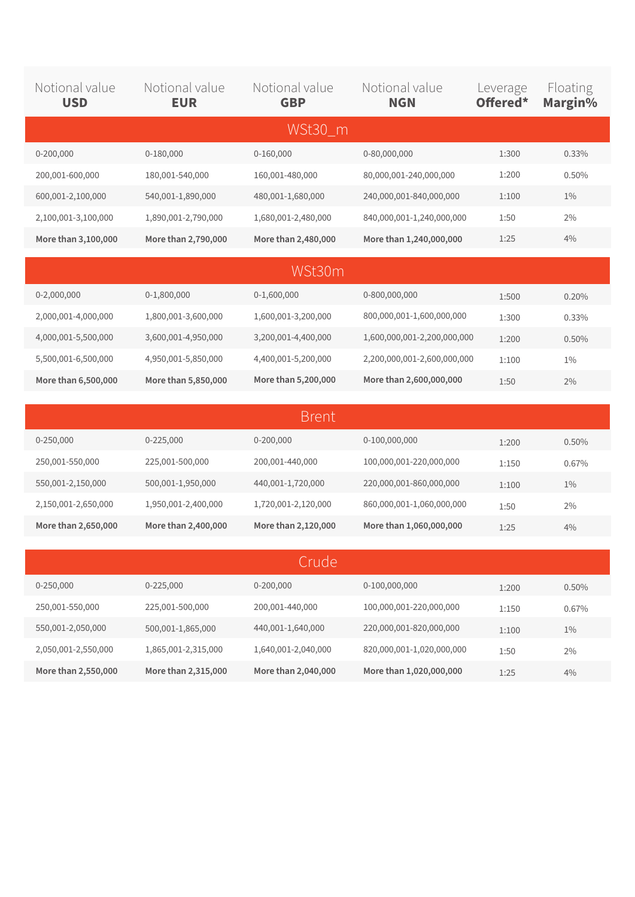| Notional value **USD** | Notional value **EUR** | Notional value **GBP** | Notional value **NGN** | Leverage **Offered*** | Floating **Margin%** |
|---|---|---|---|---|---|
| **WSt30_m** | | | | | |
| 0-200,000 | 0-180,000 | 0-160,000 | 0-80,000,000 | 1:300 | 0.33% |
| 200,001-600,000 | 180,001-540,000 | 160,001-480,000 | 80,000,001-240,000,000 | 1:200 | 0.50% |
| 600,001-2,100,000 | 540,001-1,890,000 | 480,001-1,680,000 | 240,000,001-840,000,000 | 1:100 | 1% |
| 2,100,001-3,100,000 | 1,890,001-2,790,000 | 1,680,001-2,480,000 | 840,000,001-1,240,000,000 | 1:50 | 2% |
| **More than 3,100,000** | **More than 2,790,000** | **More than 2,480,000** | **More than 1,240,000,000** | 1:25 | 4% |
| **WSt30m** | | | | | |
| 0-2,000,000 | 0-1,800,000 | 0-1,600,000 | 0-800,000,000 | 1:500 | 0.20% |
| 2,000,001-4,000,000 | 1,800,001-3,600,000 | 1,600,001-3,200,000 | 800,000,001-1,600,000,000 | 1:300 | 0.33% |
| 4,000,001-5,500,000 | 3,600,001-4,950,000 | 3,200,001-4,400,000 | 1,600,000,001-2,200,000,000 | 1:200 | 0.50% |
| 5,500,001-6,500,000 | 4,950,001-5,850,000 | 4,400,001-5,200,000 | 2,200,000,001-2,600,000,000 | 1:100 | 1% |
| **More than 6,500,000** | **More than 5,850,000** | **More than 5,200,000** | **More than 2,600,000,000** | 1:50 | 2% |
| **Brent** | | | | | |
| 0-250,000 | 0-225,000 | 0-200,000 | 0-100,000,000 | 1:200 | 0.50% |
| 250,001-550,000 | 225,001-500,000 | 200,001-440,000 | 100,000,001-220,000,000 | 1:150 | 0.67% |
| 550,001-2,150,000 | 500,001-1,950,000 | 440,001-1,720,000 | 220,000,001-860,000,000 | 1:100 | 1% |
| 2,150,001-2,650,000 | 1,950,001-2,400,000 | 1,720,001-2,120,000 | 860,000,001-1,060,000,000 | 1:50 | 2% |
| **More than 2,650,000** | **More than 2,400,000** | **More than 2,120,000** | **More than 1,060,000,000** | 1:25 | 4% |
| **Crude** | | | | | |
| 0-250,000 | 0-225,000 | 0-200,000 | 0-100,000,000 | 1:200 | 0.50% |
| 250,001-550,000 | 225,001-500,000 | 200,001-440,000 | 100,000,001-220,000,000 | 1:150 | 0.67% |
| 550,001-2,050,000 | 500,001-1,865,000 | 440,001-1,640,000 | 220,000,001-820,000,000 | 1:100 | 1% |
| 2,050,001-2,550,000 | 1,865,001-2,315,000 | 1,640,001-2,040,000 | 820,000,001-1,020,000,000 | 1:50 | 2% |
| **More than 2,550,000** | **More than 2,315,000** | **More than 2,040,000** | **More than 1,020,000,000** | 1:25 | 4% |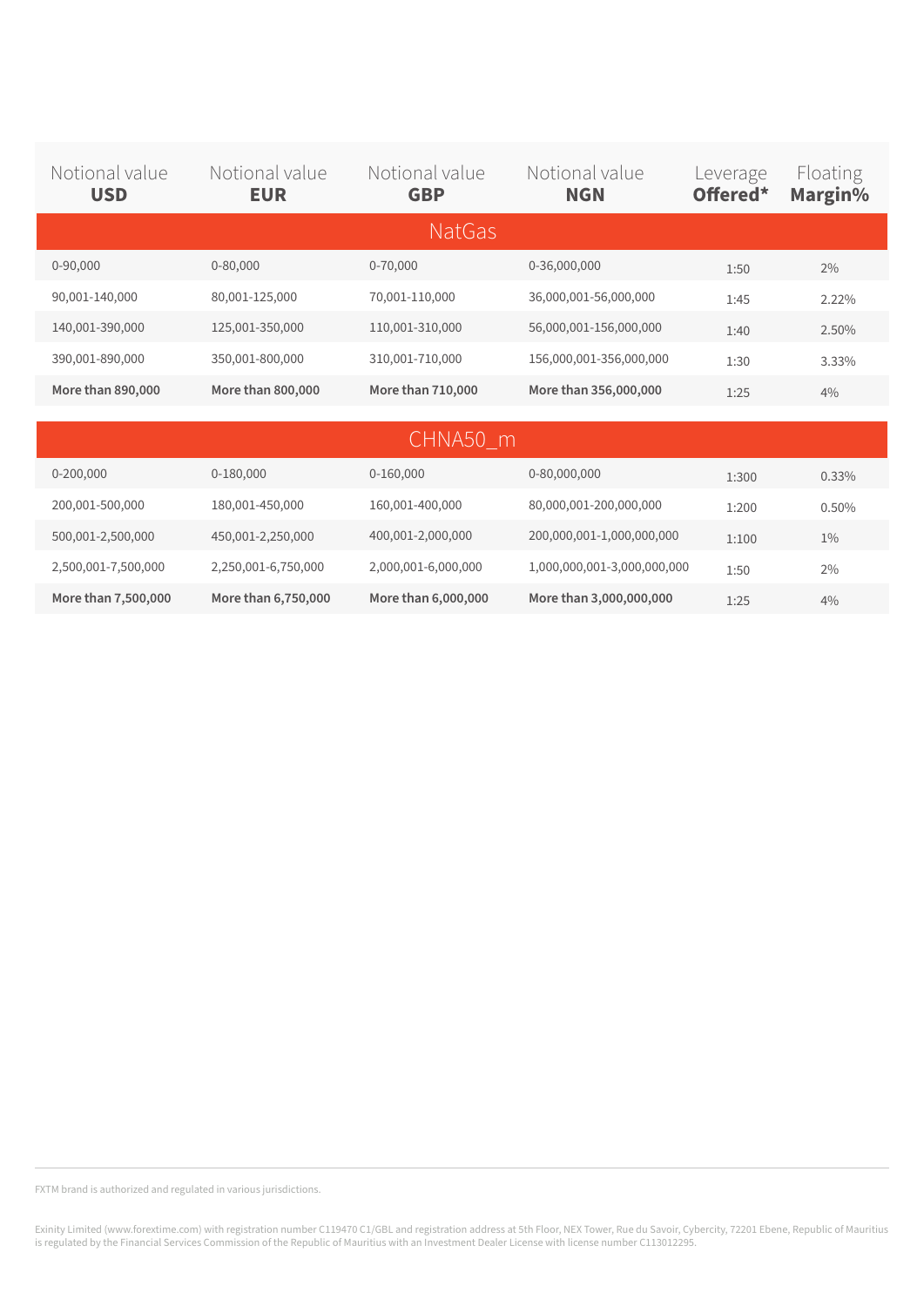| Notional value **USD** | Notional value **EUR** | Notional value **GBP** | Notional value **NGN** | Leverage **Offered*** | Floating **Margin%** |
|---|---|---|---|---|---|
| NatGas | | | | | |
| 0-90,000 | 0-80,000 | 0-70,000 | 0-36,000,000 | 1:50 | 2% |
| 90,001-140,000 | 80,001-125,000 | 70,001-110,000 | 36,000,001-56,000,000 | 1:45 | 2.22% |
| 140,001-390,000 | 125,001-350,000 | 110,001-310,000 | 56,000,001-156,000,000 | 1:40 | 2.50% |
| 390,001-890,000 | 350,001-800,000 | 310,001-710,000 | 156,000,001-356,000,000 | 1:30 | 3.33% |
| **More than 890,000** | **More than 800,000** | **More than 710,000** | **More than 356,000,000** | 1:25 | 4% |
| CHNA50_m | | | | | |
| 0-200,000 | 0-180,000 | 0-160,000 | 0-80,000,000 | 1:300 | 0.33% |
| 200,001-500,000 | 180,001-450,000 | 160,001-400,000 | 80,000,001-200,000,000 | 1:200 | 0.50% |
| 500,001-2,500,000 | 450,001-2,250,000 | 400,001-2,000,000 | 200,000,001-1,000,000,000 | 1:100 | 1% |
| 2,500,001-7,500,000 | 2,250,001-6,750,000 | 2,000,001-6,000,000 | 1,000,000,001-3,000,000,000 | 1:50 | 2% |
| **More than 7,500,000** | **More than 6,750,000** | **More than 6,000,000** | **More than 3,000,000,000** | 1:25 | 4% |

FXTM brand is authorized and regulated in various jurisdictions.

Exinity Limited (www.forextime.com) with registration number C119470 C1/GBL and registration address at 5th Floor, NEX Tower, Rue du Savoir, Cybercity, 72201 Ebene, Republic of Mauritius is regulated by the Financial Services Commission of the Republic of Mauritius with an Investment Dealer License with license number C113012295.